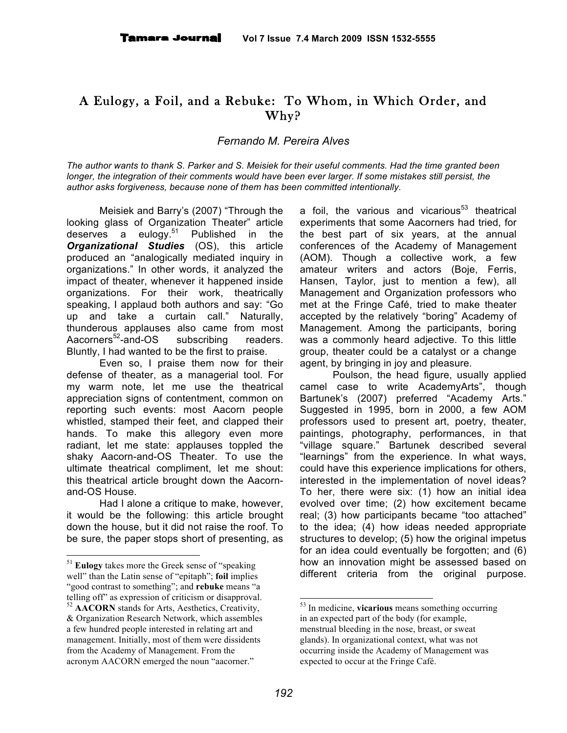# A Eulogy, a Foil, and a Rebuke: To Whom, in Which Order, and Why?

*Fernando M. Pereira Alves*

*The author wants to thank S. Parker and S. Meisiek for their useful comments. Had the time granted been longer, the integration of their comments would have been ever larger. If some mistakes still persist, the author asks forgiveness, because none of them has been committed intentionally.*

Meisiek and Barry's (2007) "Through the looking glass of Organization Theater" article deserves a eulogy.[51] Published in the ***Organizational Studies*** (OS), this article produced an "analogically mediated inquiry in organizations." In other words, it analyzed the impact of theater, whenever it happened inside organizations. For their work, theatrically speaking, I applaud both authors and say: "Go up and take a curtain call." Naturally, thunderous applauses also came from most Aacorners[52]-and-OS subscribing readers. Bluntly, I had wanted to be the first to praise.

Even so, I praise them now for their defense of theater, as a managerial tool. For my warm note, let me use the theatrical appreciation signs of contentment, common on reporting such events: most Aacorn people whistled, stamped their feet, and clapped their hands. To make this allegory even more radiant, let me state: applauses toppled the shaky Aacorn-and-OS Theater. To use the ultimate theatrical compliment, let me shout: this theatrical article brought down the Aacorn-and-OS House.

Had I alone a critique to make, however, it would be the following: this article brought down the house, but it did not raise the roof. To be sure, the paper stops short of presenting, as a foil, the various and vicarious[53] theatrical experiments that some Aacorners had tried, for the best part of six years, at the annual conferences of the Academy of Management (AOM). Though a collective work, a few amateur writers and actors (Boje, Ferris, Hansen, Taylor, just to mention a few), all Management and Organization professors who met at the Fringe Café, tried to make theater accepted by the relatively "boring" Academy of Management. Among the participants, boring was a commonly heard adjective. To this little group, theater could be a catalyst or a change agent, by bringing in joy and pleasure.

Poulson, the head figure, usually applied camel case to write AcademyArts", though Bartunek's (2007) preferred "Academy Arts." Suggested in 1995, born in 2000, a few AOM professors used to present art, poetry, theater, paintings, photography, performances, in that "village square." Bartunek described several "learnings" from the experience. In what ways, could have this experience implications for others, interested in the implementation of novel ideas? To her, there were six: (1) how an initial idea evolved over time; (2) how excitement became real; (3) how participants became "too attached" to the idea; (4) how ideas needed appropriate structures to develop; (5) how the original impetus for an idea could eventually be forgotten; and (6) how an innovation might be assessed based on different criteria from the original purpose.

---

[51] **Eulogy** takes more the Greek sense of "speaking well" than the Latin sense of "epitaph"; **foil** implies "good contrast to something"; and **rebuke** means "a telling off" as expression of criticism or disapproval.

[52] **AACORN** stands for Arts, Aesthetics, Creativity, & Organization Research Network, which assembles a few hundred people interested in relating art and management. Initially, most of them were dissidents from the Academy of Management. From the acronym AACORN emerged the noun "aacorner."

[53] In medicine, **vicarious** means something occurring in an expected part of the body (for example, menstrual bleeding in the nose, breast, or sweat glands). In organizational context, what was not occurring inside the Academy of Management was expected to occur at the Fringe Café.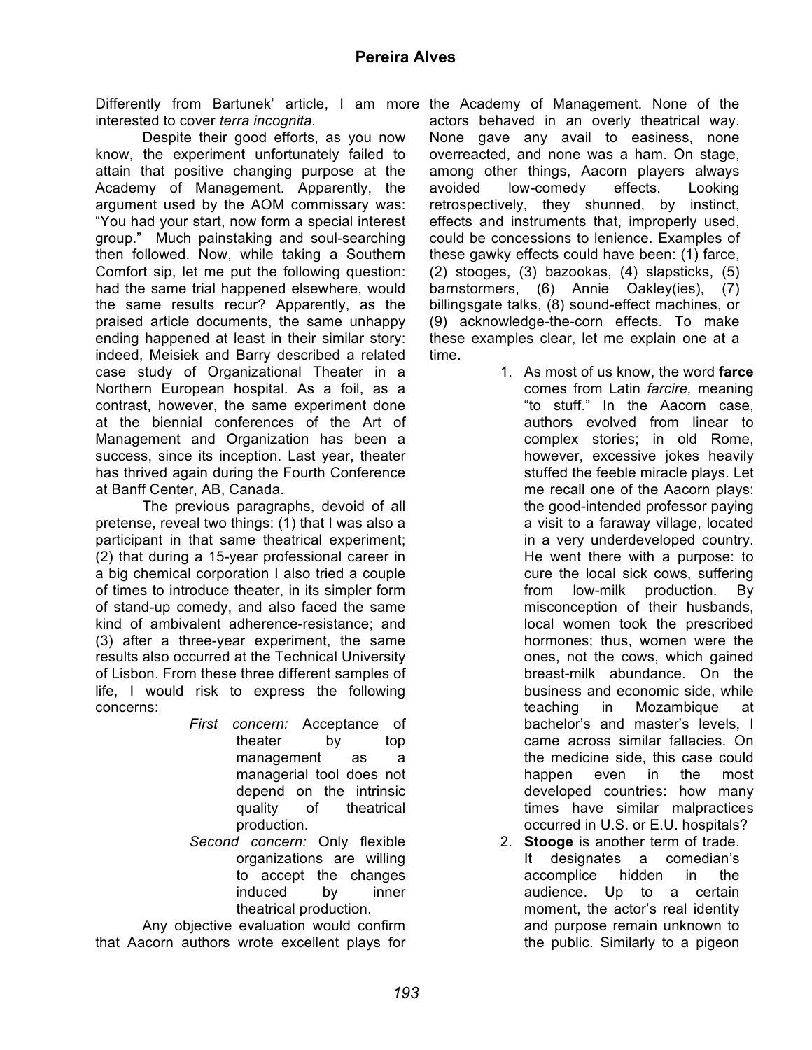Differently from Bartunek' article, I am more interested to cover *terra incognita.*

Despite their good efforts, as you now know, the experiment unfortunately failed to attain that positive changing purpose at the Academy of Management. Apparently, the argument used by the AOM commissary was: "You had your start, now form a special interest group." Much painstaking and soul-searching then followed. Now, while taking a Southern Comfort sip, let me put the following question: had the same trial happened elsewhere, would the same results recur? Apparently, as the praised article documents, the same unhappy ending happened at least in their similar story: indeed, Meisiek and Barry described a related case study of Organizational Theater in a Northern European hospital. As a foil, as a contrast, however, the same experiment done at the biennial conferences of the Art of Management and Organization has been a success, since its inception. Last year, theater has thrived again during the Fourth Conference at Banff Center, AB, Canada.

The previous paragraphs, devoid of all pretense, reveal two things: (1) that I was also a participant in that same theatrical experiment; (2) that during a 15-year professional career in a big chemical corporation I also tried a couple of times to introduce theater, in its simpler form of stand-up comedy, and also faced the same kind of ambivalent adherence-resistance; and (3) after a three-year experiment, the same results also occurred at the Technical University of Lisbon. From these three different samples of life, I would risk to express the following concerns:

> *First concern:* Acceptance of theater by top management as a managerial tool does not depend on the intrinsic quality of theatrical production.
>
> *Second concern:* Only flexible organizations are willing to accept the changes induced by inner theatrical production.

Any objective evaluation would confirm that Aacorn authors wrote excellent plays for the Academy of Management. None of the actors behaved in an overly theatrical way. None gave any avail to easiness, none overreacted, and none was a ham. On stage, among other things, Aacorn players always avoided low-comedy effects. Looking retrospectively, they shunned, by instinct, effects and instruments that, improperly used, could be concessions to lenience. Examples of these gawky effects could have been: (1) farce, (2) stooges, (3) bazookas, (4) slapsticks, (5) barnstormers, (6) Annie Oakley(ies), (7) billingsgate talks, (8) sound-effect machines, or (9) acknowledge-the-corn effects. To make these examples clear, let me explain one at a time.

1. As most of us know, the word **farce** comes from Latin *farcire,* meaning "to stuff." In the Aacorn case, authors evolved from linear to complex stories; in old Rome, however, excessive jokes heavily stuffed the feeble miracle plays. Let me recall one of the Aacorn plays: the good-intended professor paying a visit to a faraway village, located in a very underdeveloped country. He went there with a purpose: to cure the local sick cows, suffering from low-milk production. By misconception of their husbands, local women took the prescribed hormones; thus, women were the ones, not the cows, which gained breast-milk abundance. On the business and economic side, while teaching in Mozambique at bachelor's and master's levels, I came across similar fallacies. On the medicine side, this case could happen even in the most developed countries: how many times have similar malpractices occurred in U.S. or E.U. hospitals?
2. **Stooge** is another term of trade. It designates a comedian's accomplice hidden in the audience. Up to a certain moment, the actor's real identity and purpose remain unknown to the public. Similarly to a pigeon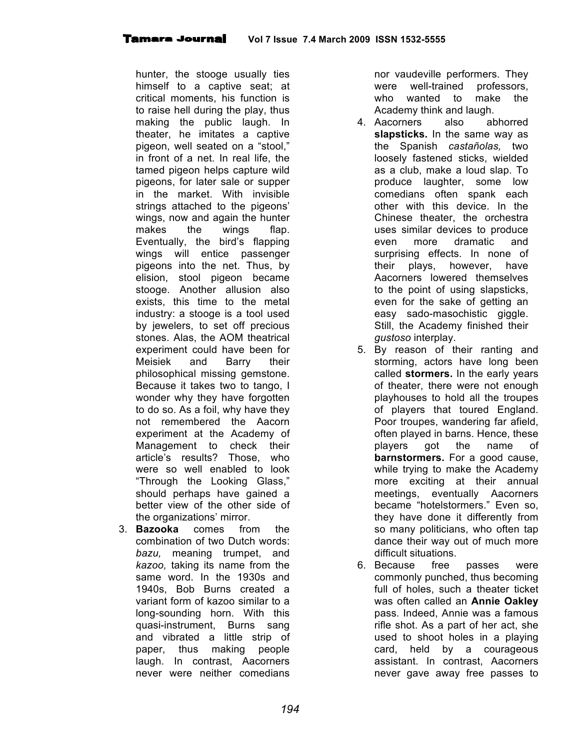hunter, the stooge usually ties himself to a captive seat; at critical moments, his function is to raise hell during the play, thus making the public laugh. In theater, he imitates a captive pigeon, well seated on a "stool," in front of a net. In real life, the tamed pigeon helps capture wild pigeons, for later sale or supper in the market. With invisible strings attached to the pigeons' wings, now and again the hunter makes the wings flap. Eventually, the bird's flapping wings will entice passenger pigeons into the net. Thus, by elision, stool pigeon became stooge. Another allusion also exists, this time to the metal industry: a stooge is a tool used by jewelers, to set off precious stones. Alas, the AOM theatrical experiment could have been for Meisiek and Barry their philosophical missing gemstone. Because it takes two to tango, I wonder why they have forgotten to do so. As a foil, why have they not remembered the Aacorn experiment at the Academy of Management to check their article's results? Those, who were so well enabled to look "Through the Looking Glass," should perhaps have gained a better view of the other side of the organizations' mirror.

3. **Bazooka** comes from the combination of two Dutch words: *bazu,* meaning trumpet, and *kazoo,* taking its name from the same word. In the 1930s and 1940s, Bob Burns created a variant form of kazoo similar to a long-sounding horn. With this quasi-instrument, Burns sang and vibrated a little strip of paper, thus making people laugh. In contrast, Aacorners never were neither comedians nor vaudeville performers. They were well-trained professors, who wanted to make the Academy think and laugh.
4. Aacorners also abhorred **slapsticks.** In the same way as the Spanish *castañolas,* two loosely fastened sticks, wielded as a club, make a loud slap. To produce laughter, some low comedians often spank each other with this device. In the Chinese theater, the orchestra uses similar devices to produce even more dramatic and surprising effects. In none of their plays, however, have Aacorners lowered themselves to the point of using slapsticks, even for the sake of getting an easy sado-masochistic giggle. Still, the Academy finished their *gustoso* interplay.
5. By reason of their ranting and storming, actors have long been called **stormers.** In the early years of theater, there were not enough playhouses to hold all the troupes of players that toured England. Poor troupes, wandering far afield, often played in barns. Hence, these players got the name of **barnstormers.** For a good cause, while trying to make the Academy more exciting at their annual meetings, eventually Aacorners became "hotelstormers." Even so, they have done it differently from so many politicians, who often tap dance their way out of much more difficult situations.
6. Because free passes were commonly punched, thus becoming full of holes, such a theater ticket was often called an **Annie Oakley** pass. Indeed, Annie was a famous rifle shot. As a part of her act, she used to shoot holes in a playing card, held by a courageous assistant. In contrast, Aacorners never gave away free passes to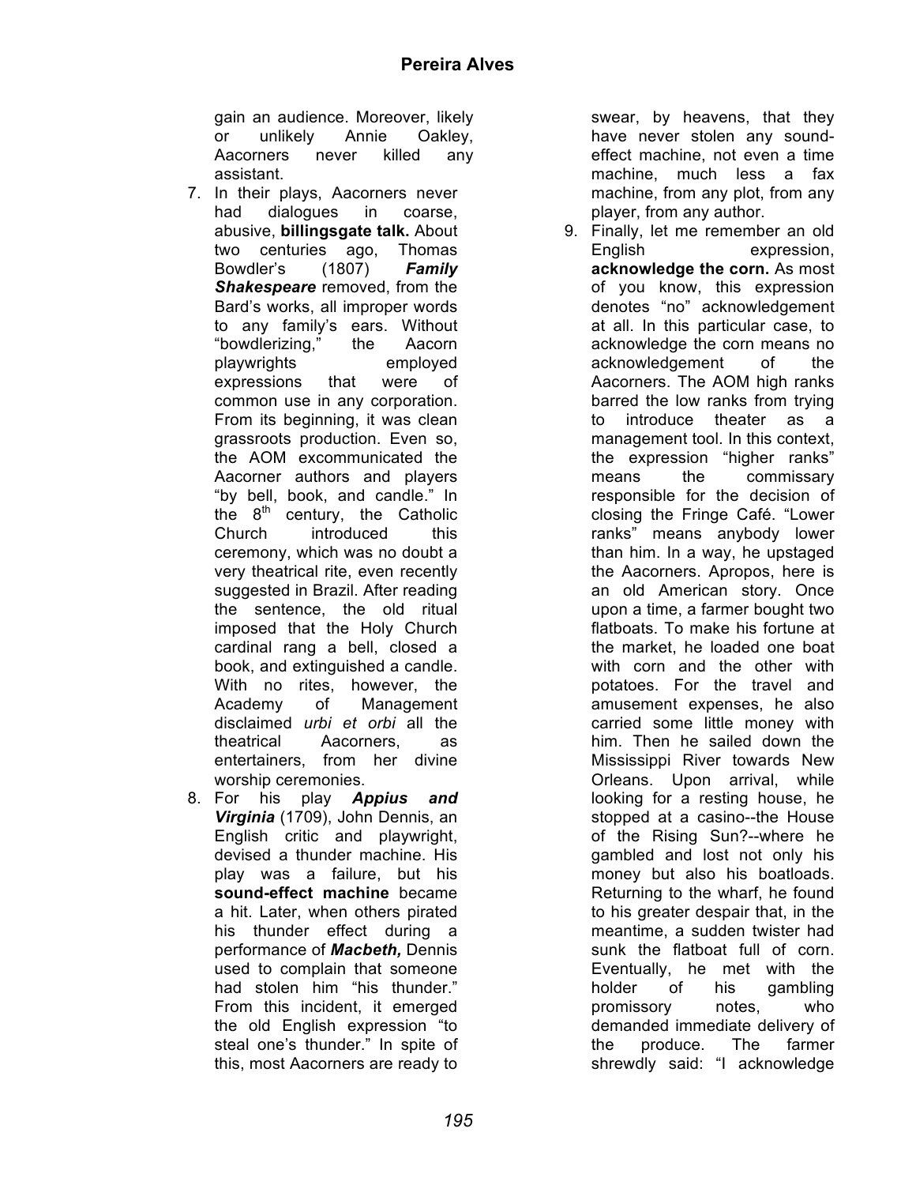gain an audience. Moreover, likely or unlikely Annie Oakley, Aacorners never killed any assistant.

7. In their plays, Aacorners never had dialogues in coarse, abusive, **billingsgate talk.** About two centuries ago, Thomas Bowdler's (1807) ***Family Shakespeare*** removed, from the Bard's works, all improper words to any family's ears. Without "bowdlerizing," the Aacorn playwrights employed expressions that were of common use in any corporation. From its beginning, it was clean grassroots production. Even so, the AOM excommunicated the Aacorner authors and players "by bell, book, and candle." In the 8th century, the Catholic Church introduced this ceremony, which was no doubt a very theatrical rite, even recently suggested in Brazil. After reading the sentence, the old ritual imposed that the Holy Church cardinal rang a bell, closed a book, and extinguished a candle. With no rites, however, the Academy of Management disclaimed *urbi et orbi* all the theatrical Aacorners, as entertainers, from her divine worship ceremonies.
8. For his play ***Appius and Virginia*** (1709), John Dennis, an English critic and playwright, devised a thunder machine. His play was a failure, but his **sound-effect machine** became a hit. Later, when others pirated his thunder effect during a performance of ***Macbeth,*** Dennis used to complain that someone had stolen him "his thunder." From this incident, it emerged the old English expression "to steal one's thunder." In spite of this, most Aacorners are ready to swear, by heavens, that they have never stolen any sound-effect machine, not even a time machine, much less a fax machine, from any plot, from any player, from any author.
9. Finally, let me remember an old English expression, **acknowledge the corn.** As most of you know, this expression denotes "no" acknowledgement at all. In this particular case, to acknowledge the corn means no acknowledgement of the Aacorners. The AOM high ranks barred the low ranks from trying to introduce theater as a management tool. In this context, the expression "higher ranks" means the commissary responsible for the decision of closing the Fringe Café. "Lower ranks" means anybody lower than him. In a way, he upstaged the Aacorners. Apropos, here is an old American story. Once upon a time, a farmer bought two flatboats. To make his fortune at the market, he loaded one boat with corn and the other with potatoes. For the travel and amusement expenses, he also carried some little money with him. Then he sailed down the Mississippi River towards New Orleans. Upon arrival, while looking for a resting house, he stopped at a casino--the House of the Rising Sun?--where he gambled and lost not only his money but also his boatloads. Returning to the wharf, he found to his greater despair that, in the meantime, a sudden twister had sunk the flatboat full of corn. Eventually, he met with the holder of his gambling promissory notes, who demanded immediate delivery of the produce. The farmer shrewdly said: "I acknowledge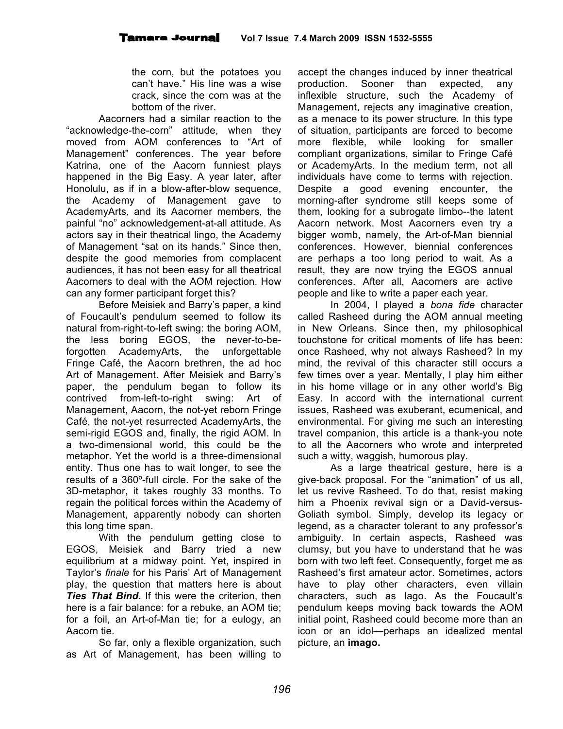the corn, but the potatoes you can't have." His line was a wise crack, since the corn was at the bottom of the river.

Aacorners had a similar reaction to the "acknowledge-the-corn" attitude, when they moved from AOM conferences to "Art of Management" conferences. The year before Katrina, one of the Aacorn funniest plays happened in the Big Easy. A year later, after Honolulu, as if in a blow-after-blow sequence, the Academy of Management gave to AcademyArts, and its Aacorner members, the painful "no" acknowledgement-at-all attitude. As actors say in their theatrical lingo, the Academy of Management "sat on its hands." Since then, despite the good memories from complacent audiences, it has not been easy for all theatrical Aacorners to deal with the AOM rejection. How can any former participant forget this?

Before Meisiek and Barry's paper, a kind of Foucault's pendulum seemed to follow its natural from-right-to-left swing: the boring AOM, the less boring EGOS, the never-to-be-forgotten AcademyArts, the unforgettable Fringe Café, the Aacorn brethren, the ad hoc Art of Management. After Meisiek and Barry's paper, the pendulum began to follow its contrived from-left-to-right swing: Art of Management, Aacorn, the not-yet reborn Fringe Café, the not-yet resurrected AcademyArts, the semi-rigid EGOS and, finally, the rigid AOM. In a two-dimensional world, this could be the metaphor. Yet the world is a three-dimensional entity. Thus one has to wait longer, to see the results of a 360º-full circle. For the sake of the 3D-metaphor, it takes roughly 33 months. To regain the political forces within the Academy of Management, apparently nobody can shorten this long time span.

With the pendulum getting close to EGOS, Meisiek and Barry tried a new equilibrium at a midway point. Yet, inspired in Taylor's *finale* for his Paris' Art of Management play, the question that matters here is about ***Ties That Bind.*** If this were the criterion, then here is a fair balance: for a rebuke, an AOM tie; for a foil, an Art-of-Man tie; for a eulogy, an Aacorn tie.

So far, only a flexible organization, such as Art of Management, has been willing to accept the changes induced by inner theatrical production. Sooner than expected, any inflexible structure, such the Academy of Management, rejects any imaginative creation, as a menace to its power structure. In this type of situation, participants are forced to become more flexible, while looking for smaller compliant organizations, similar to Fringe Café or AcademyArts. In the medium term, not all individuals have come to terms with rejection. Despite a good evening encounter, the morning-after syndrome still keeps some of them, looking for a subrogate limbo--the latent Aacorn network. Most Aacorners even try a bigger womb, namely, the Art-of-Man biennial conferences. However, biennial conferences are perhaps a too long period to wait. As a result, they are now trying the EGOS annual conferences. After all, Aacorners are active people and like to write a paper each year.

In 2004, I played a *bona fide* character called Rasheed during the AOM annual meeting in New Orleans. Since then, my philosophical touchstone for critical moments of life has been: once Rasheed, why not always Rasheed? In my mind, the revival of this character still occurs a few times over a year. Mentally, I play him either in his home village or in any other world's Big Easy. In accord with the international current issues, Rasheed was exuberant, ecumenical, and environmental. For giving me such an interesting travel companion, this article is a thank-you note to all the Aacorners who wrote and interpreted such a witty, waggish, humorous play.

As a large theatrical gesture, here is a give-back proposal. For the "animation" of us all, let us revive Rasheed. To do that, resist making him a Phoenix revival sign or a David-versus-Goliath symbol. Simply, develop its legacy or legend, as a character tolerant to any professor's ambiguity. In certain aspects, Rasheed was clumsy, but you have to understand that he was born with two left feet. Consequently, forget me as Rasheed's first amateur actor. Sometimes, actors have to play other characters, even villain characters, such as Iago. As the Foucault's pendulum keeps moving back towards the AOM initial point, Rasheed could become more than an icon or an idol—perhaps an idealized mental picture, an **imago.**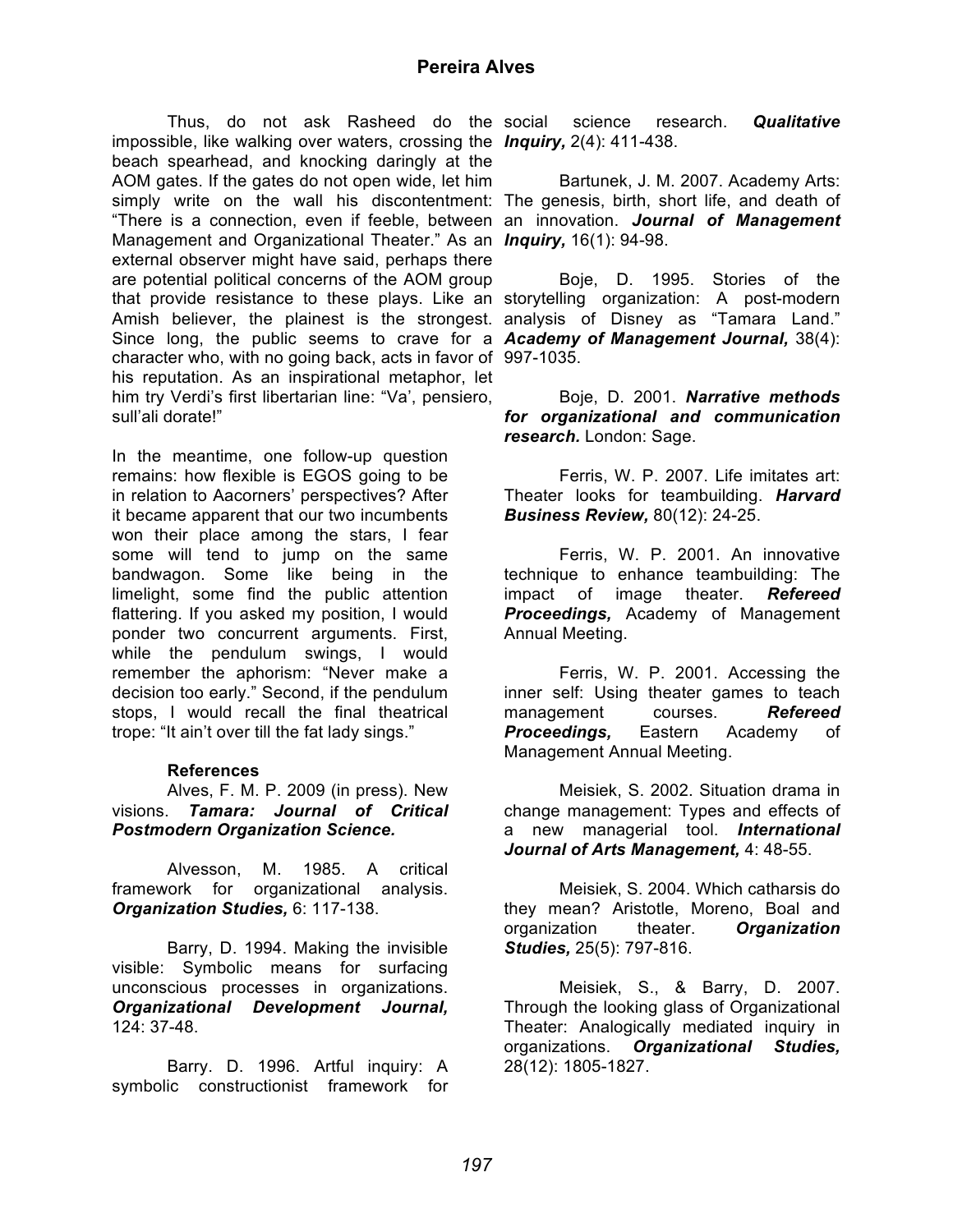Thus, do not ask Rasheed do the impossible, like walking over waters, crossing the beach spearhead, and knocking daringly at the AOM gates. If the gates do not open wide, let him simply write on the wall his discontentment: "There is a connection, even if feeble, between Management and Organizational Theater." As an external observer might have said, perhaps there are potential political concerns of the AOM group that provide resistance to these plays. Like an Amish believer, the plainest is the strongest. Since long, the public seems to crave for a character who, with no going back, acts in favor of his reputation. As an inspirational metaphor, let him try Verdi's first libertarian line: "Va', pensiero, sull'ali dorate!"

In the meantime, one follow-up question remains: how flexible is EGOS going to be in relation to Aacorners' perspectives? After it became apparent that our two incumbents won their place among the stars, I fear some will tend to jump on the same bandwagon. Some like being in the limelight, some find the public attention flattering. If you asked my position, I would ponder two concurrent arguments. First, while the pendulum swings, I would remember the aphorism: "Never make a decision too early." Second, if the pendulum stops, I would recall the final theatrical trope: "It ain't over till the fat lady sings."

### References

Alves, F. M. P. 2009 (in press). New visions. ***Tamara: Journal of Critical Postmodern Organization Science.***

Alvesson, M. 1985. A critical framework for organizational analysis. ***Organization Studies,*** 6: 117-138.

Barry, D. 1994. Making the invisible visible: Symbolic means for surfacing unconscious processes in organizations. ***Organizational Development Journal,*** 124: 37-48.

Barry. D. 1996. Artful inquiry: A symbolic constructionist framework for social science research. ***Qualitative Inquiry,*** 2(4): 411-438.

Bartunek, J. M. 2007. Academy Arts: The genesis, birth, short life, and death of an innovation. ***Journal of Management Inquiry,*** 16(1): 94-98.

Boje, D. 1995. Stories of the storytelling organization: A post-modern analysis of Disney as "Tamara Land." ***Academy of Management Journal,*** 38(4): 997-1035.

Boje, D. 2001. ***Narrative methods for organizational and communication research.*** London: Sage.

Ferris, W. P. 2007. Life imitates art: Theater looks for teambuilding. ***Harvard Business Review,*** 80(12): 24-25.

Ferris, W. P. 2001. An innovative technique to enhance teambuilding: The impact of image theater. ***Refereed Proceedings,*** Academy of Management Annual Meeting.

Ferris, W. P. 2001. Accessing the inner self: Using theater games to teach management courses. ***Refereed Proceedings,*** Eastern Academy of Management Annual Meeting.

Meisiek, S. 2002. Situation drama in change management: Types and effects of a new managerial tool. ***International Journal of Arts Management,*** 4: 48-55.

Meisiek, S. 2004. Which catharsis do they mean? Aristotle, Moreno, Boal and organization theater. ***Organization Studies,*** 25(5): 797-816.

Meisiek, S., & Barry, D. 2007. Through the looking glass of Organizational Theater: Analogically mediated inquiry in organizations. ***Organizational Studies,*** 28(12): 1805-1827.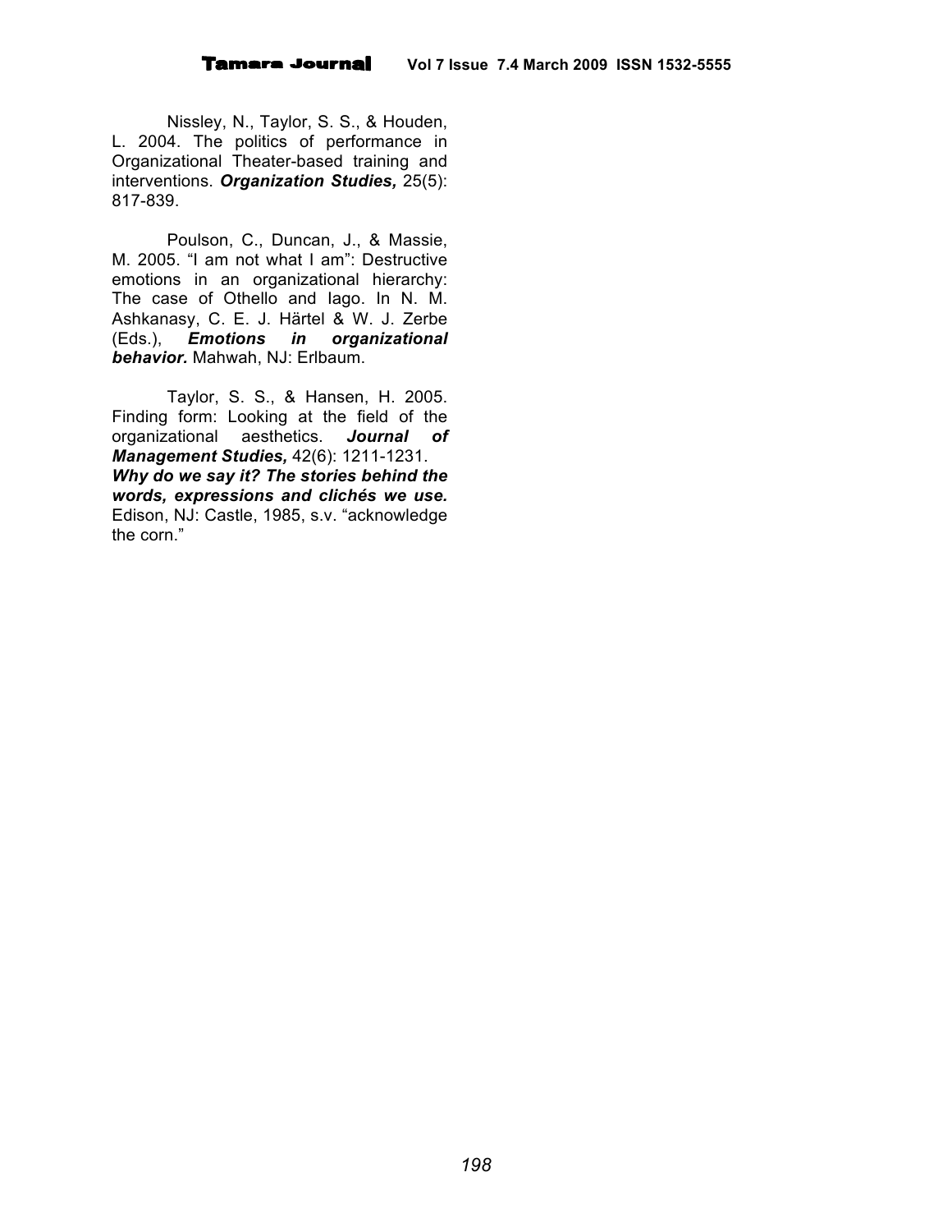Nissley, N., Taylor, S. S., & Houden, L. 2004. The politics of performance in Organizational Theater-based training and interventions. ***Organization Studies,*** 25(5): 817-839.

Poulson, C., Duncan, J., & Massie, M. 2005. “I am not what I am”: Destructive emotions in an organizational hierarchy: The case of Othello and Iago. In N. M. Ashkanasy, C. E. J. Härtel & W. J. Zerbe (Eds.), ***Emotions in organizational behavior.*** Mahwah, NJ: Erlbaum.

Taylor, S. S., & Hansen, H. 2005. Finding form: Looking at the field of the organizational aesthetics. ***Journal of Management Studies,*** 42(6): 1211-1231.
***Why do we say it? The stories behind the words, expressions and clichés we use.*** Edison, NJ: Castle, 1985, s.v. “acknowledge the corn.”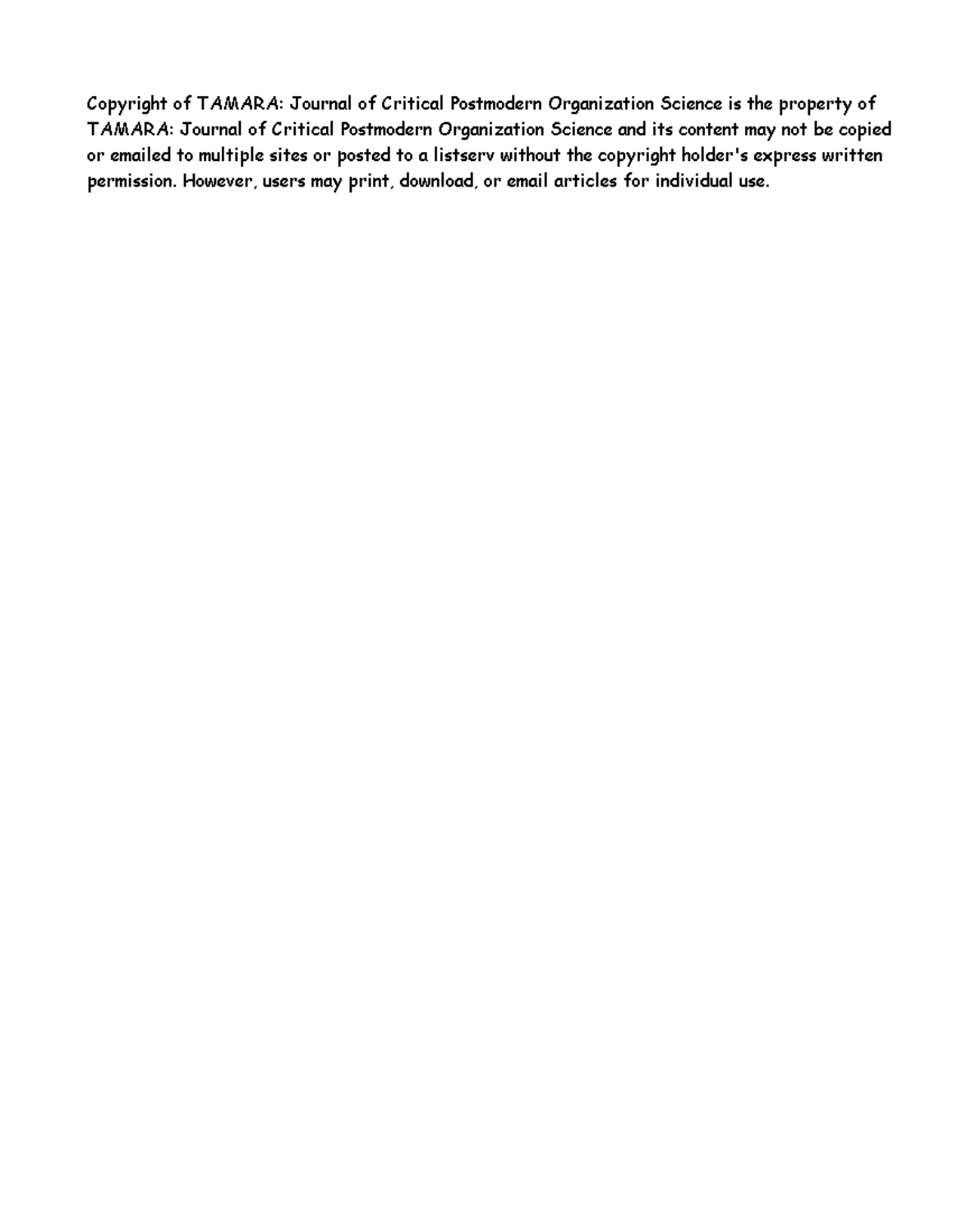Copyright of TAMARA: Journal of Critical Postmodern Organization Science is the property of TAMARA: Journal of Critical Postmodern Organization Science and its content may not be copied or emailed to multiple sites or posted to a listserv without the copyright holder's express written permission. However, users may print, download, or email articles for individual use.